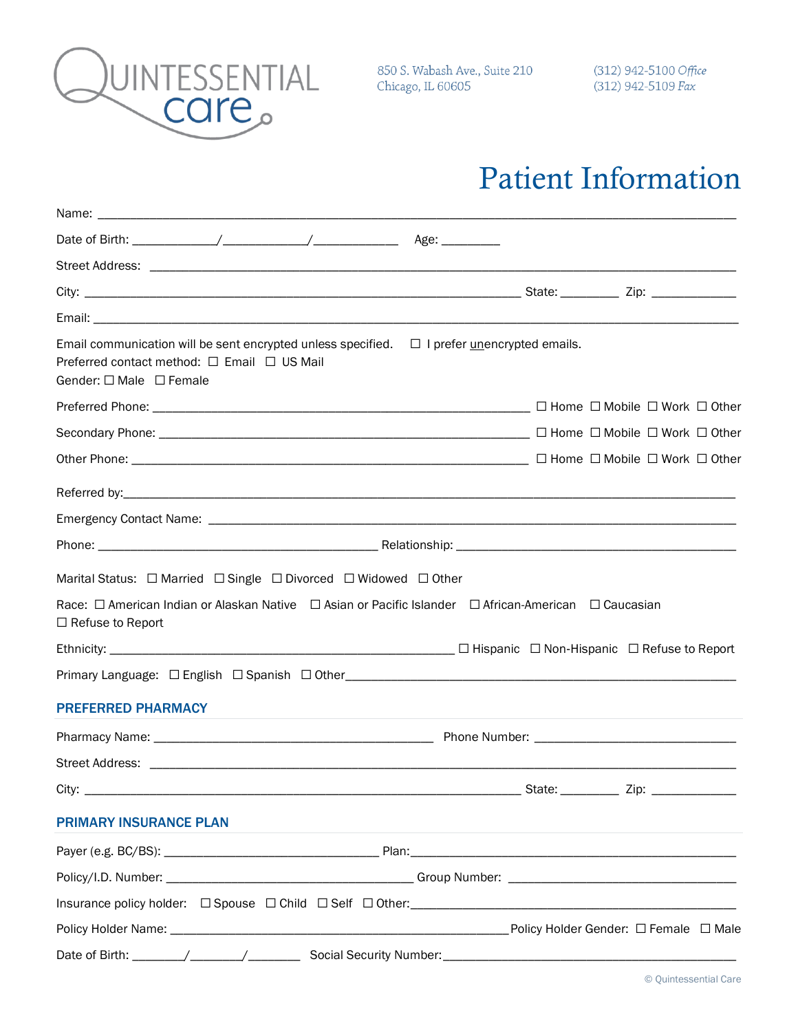QUINTESSENTIAL care

850 S. Wabash Ave., Suite 210
Chicago, IL 60605

(312) 942-5100 *Office*
(312) 942-5109 *Fax*

# Patient Information

Name: ______________________________________________________________________________

Date of Birth: ____________/____________/____________ Age: _________

Street Address: ______________________________________________________________________

City: _________________________________________________________ State: _________ Zip: _____________

Email: _______________________________________________________________________________

Email communication will be sent encrypted unless specified. ☐ I prefer unencrypted emails.
Preferred contact method: ☐ Email ☐ US Mail
Gender: ☐ Male ☐ Female

Preferred Phone: ____________________________________________ ☐ Home ☐ Mobile ☐ Work ☐ Other

Secondary Phone: ___________________________________________ ☐ Home ☐ Mobile ☐ Work ☐ Other

Other Phone: _______________________________________________ ☐ Home ☐ Mobile ☐ Work ☐ Other

Referred by:__________________________________________________________________________

Emergency Contact Name: ______________________________________________________________

Phone: ____________________________________ Relationship: ____________________________________

Marital Status: ☐ Married ☐ Single ☐ Divorced ☐ Widowed ☐ Other

Race: ☐ American Indian or Alaskan Native ☐ Asian or Pacific Islander ☐ African-American ☐ Caucasian
☐ Refuse to Report

Ethnicity: ____________________________________________ ☐ Hispanic ☐ Non-Hispanic ☐ Refuse to Report

Primary Language: ☐ English ☐ Spanish ☐ Other_____________________________________________

## PREFERRED PHARMACY

Pharmacy Name: ____________________________________ Phone Number: ___________________________

Street Address: ______________________________________________________________________

City: _________________________________________________________ State: _________ Zip: _____________

## PRIMARY INSURANCE PLAN

Payer (e.g. BC/BS): ______________________________ Plan:_____________________________________________

Policy/I.D. Number: ___________________________________ Group Number: ______________________________

Insurance policy holder: ☐ Spouse ☐ Child ☐ Self ☐ Other:_____________________________________________

Policy Holder Name: _____________________________________________ Policy Holder Gender: ☐ Female ☐ Male

Date of Birth: ________/________/________ Social Security Number:__________________________________________

© Quintessential Care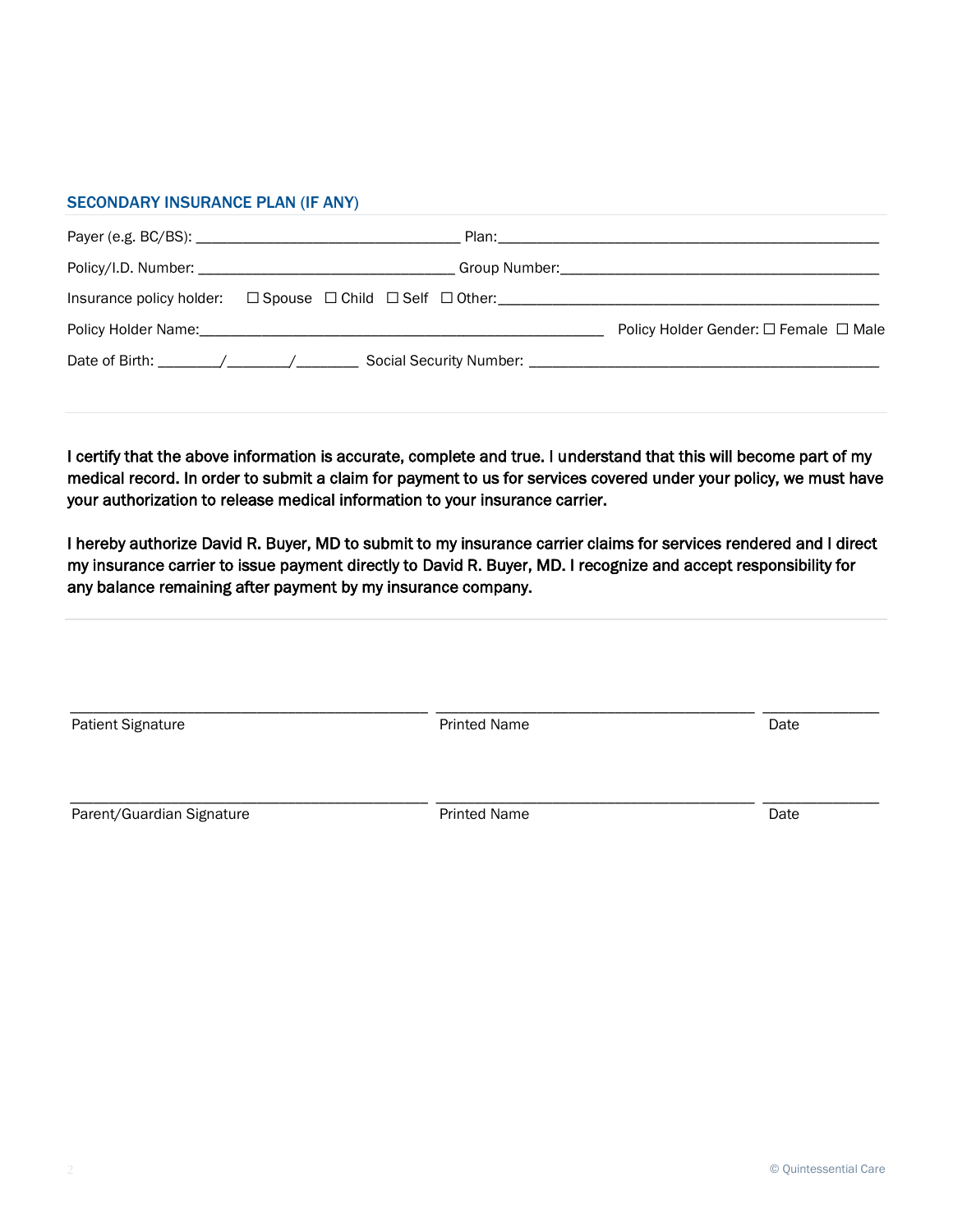## SECONDARY INSURANCE PLAN (IF ANY)

Payer (e.g. BC/BS): ___________________________________ Plan:______________________________________________________

Policy/I.D. Number: __________________________________ Group Number:___________________________________________

Insurance policy holder: ☐ Spouse ☐ Child ☐ Self ☐ Other:_____________________________________________________

Policy Holder Name:_____________________________________________________ Policy Holder Gender: ☐ Female ☐ Male

Date of Birth: ________/________/________ Social Security Number: ______________________________________________

**I certify that the above information is accurate, complete and true. I understand that this will become part of my medical record. In order to submit a claim for payment to us for services covered under your policy, we must have your authorization to release medical information to your insurance carrier.**

**I hereby authorize David R. Buyer, MD to submit to my insurance carrier claims for services rendered and I direct my insurance carrier to issue payment directly to David R. Buyer, MD. I recognize and accept responsibility for any balance remaining after payment by my insurance company.**

_______________________________________________ _________________________________________ _______________

Patient Signature Printed Name Date

_______________________________________________ _________________________________________ _______________

Parent/Guardian Signature Printed Name Date

© Quintessential Care